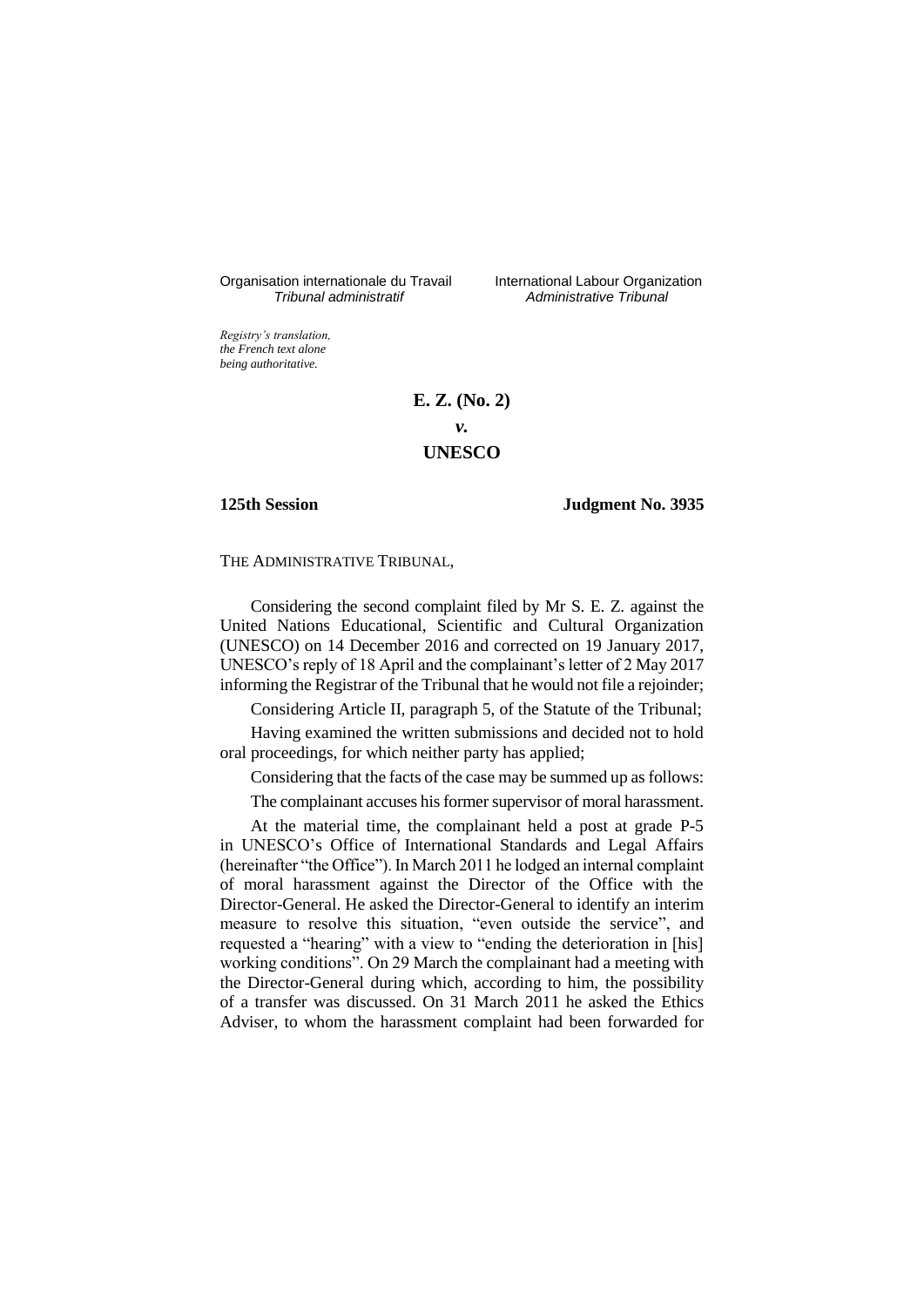Organisation internationale du Travail
*Tribunal administratif*

International Labour Organization
*Administrative Tribunal*

*Registry's translation, the French text alone being authoritative.*

**E. Z. (No. 2)**

***v.***

**UNESCO**

**125th Session** **Judgment No. 3935**

THE ADMINISTRATIVE TRIBUNAL,

Considering the second complaint filed by Mr S. E. Z. against the United Nations Educational, Scientific and Cultural Organization (UNESCO) on 14 December 2016 and corrected on 19 January 2017, UNESCO's reply of 18 April and the complainant's letter of 2 May 2017 informing the Registrar of the Tribunal that he would not file a rejoinder;

Considering Article II, paragraph 5, of the Statute of the Tribunal;

Having examined the written submissions and decided not to hold oral proceedings, for which neither party has applied;

Considering that the facts of the case may be summed up as follows:

The complainant accuses his former supervisor of moral harassment.

At the material time, the complainant held a post at grade P-5 in UNESCO's Office of International Standards and Legal Affairs (hereinafter "the Office"). In March 2011 he lodged an internal complaint of moral harassment against the Director of the Office with the Director-General. He asked the Director-General to identify an interim measure to resolve this situation, "even outside the service", and requested a "hearing" with a view to "ending the deterioration in [his] working conditions". On 29 March the complainant had a meeting with the Director-General during which, according to him, the possibility of a transfer was discussed. On 31 March 2011 he asked the Ethics Adviser, to whom the harassment complaint had been forwarded for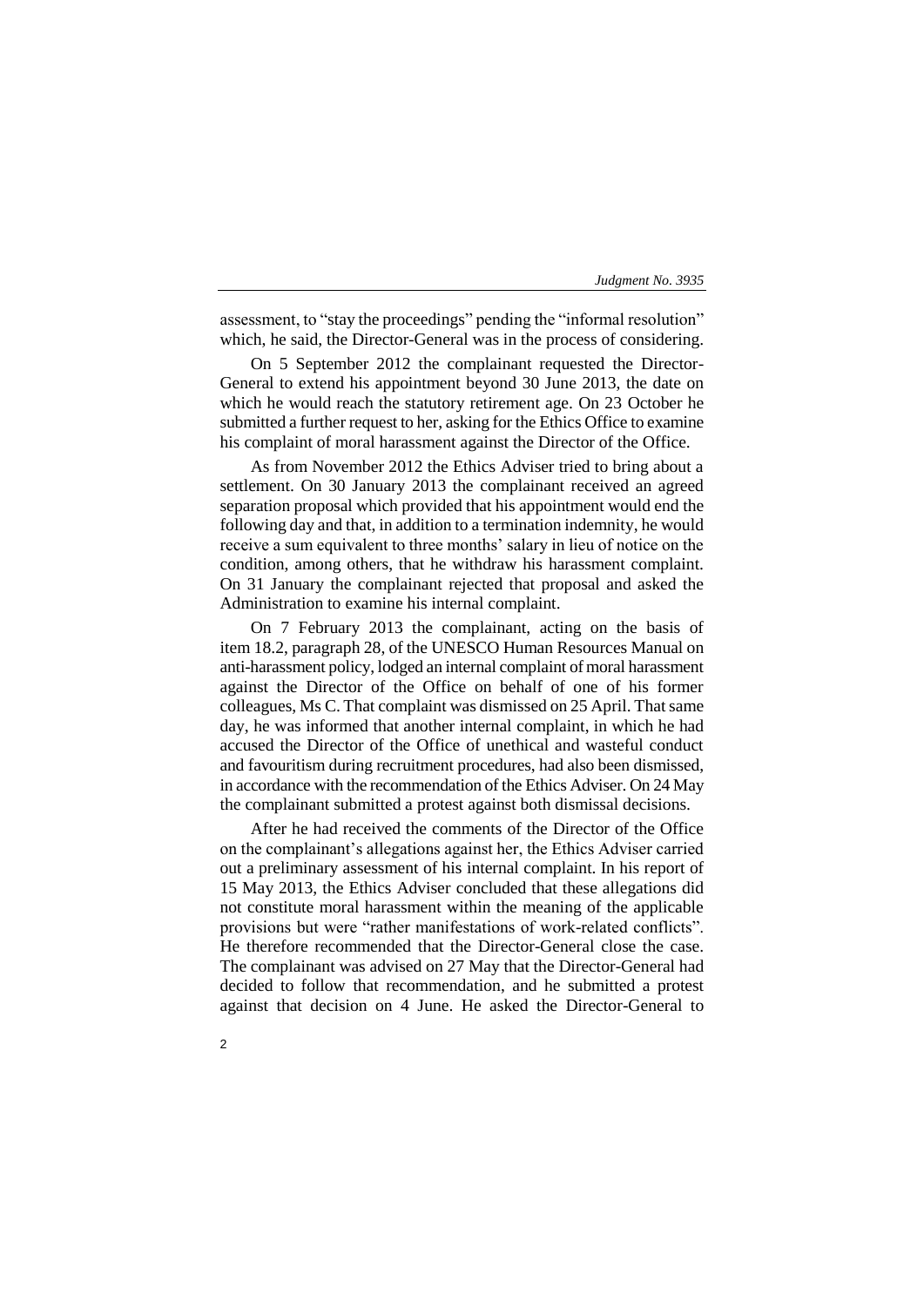assessment, to "stay the proceedings" pending the "informal resolution" which, he said, the Director-General was in the process of considering.

On 5 September 2012 the complainant requested the Director-General to extend his appointment beyond 30 June 2013, the date on which he would reach the statutory retirement age. On 23 October he submitted a further request to her, asking for the Ethics Office to examine his complaint of moral harassment against the Director of the Office.

As from November 2012 the Ethics Adviser tried to bring about a settlement. On 30 January 2013 the complainant received an agreed separation proposal which provided that his appointment would end the following day and that, in addition to a termination indemnity, he would receive a sum equivalent to three months' salary in lieu of notice on the condition, among others, that he withdraw his harassment complaint. On 31 January the complainant rejected that proposal and asked the Administration to examine his internal complaint.

On 7 February 2013 the complainant, acting on the basis of item 18.2, paragraph 28, of the UNESCO Human Resources Manual on anti-harassment policy, lodged an internal complaint of moral harassment against the Director of the Office on behalf of one of his former colleagues, Ms C. That complaint was dismissed on 25 April. That same day, he was informed that another internal complaint, in which he had accused the Director of the Office of unethical and wasteful conduct and favouritism during recruitment procedures, had also been dismissed, in accordance with the recommendation of the Ethics Adviser. On 24 May the complainant submitted a protest against both dismissal decisions.

After he had received the comments of the Director of the Office on the complainant's allegations against her, the Ethics Adviser carried out a preliminary assessment of his internal complaint. In his report of 15 May 2013, the Ethics Adviser concluded that these allegations did not constitute moral harassment within the meaning of the applicable provisions but were "rather manifestations of work-related conflicts". He therefore recommended that the Director-General close the case. The complainant was advised on 27 May that the Director-General had decided to follow that recommendation, and he submitted a protest against that decision on 4 June. He asked the Director-General to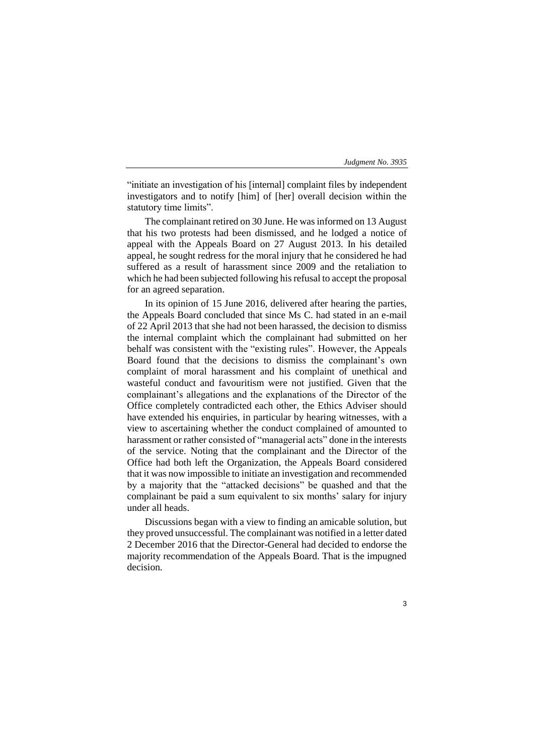"initiate an investigation of his [internal] complaint files by independent investigators and to notify [him] of [her] overall decision within the statutory time limits".

The complainant retired on 30 June. He was informed on 13 August that his two protests had been dismissed, and he lodged a notice of appeal with the Appeals Board on 27 August 2013. In his detailed appeal, he sought redress for the moral injury that he considered he had suffered as a result of harassment since 2009 and the retaliation to which he had been subjected following his refusal to accept the proposal for an agreed separation.

In its opinion of 15 June 2016, delivered after hearing the parties, the Appeals Board concluded that since Ms C. had stated in an e-mail of 22 April 2013 that she had not been harassed, the decision to dismiss the internal complaint which the complainant had submitted on her behalf was consistent with the "existing rules". However, the Appeals Board found that the decisions to dismiss the complainant's own complaint of moral harassment and his complaint of unethical and wasteful conduct and favouritism were not justified. Given that the complainant's allegations and the explanations of the Director of the Office completely contradicted each other, the Ethics Adviser should have extended his enquiries, in particular by hearing witnesses, with a view to ascertaining whether the conduct complained of amounted to harassment or rather consisted of "managerial acts" done in the interests of the service. Noting that the complainant and the Director of the Office had both left the Organization, the Appeals Board considered that it was now impossible to initiate an investigation and recommended by a majority that the "attacked decisions" be quashed and that the complainant be paid a sum equivalent to six months' salary for injury under all heads.

Discussions began with a view to finding an amicable solution, but they proved unsuccessful. The complainant was notified in a letter dated 2 December 2016 that the Director-General had decided to endorse the majority recommendation of the Appeals Board. That is the impugned decision.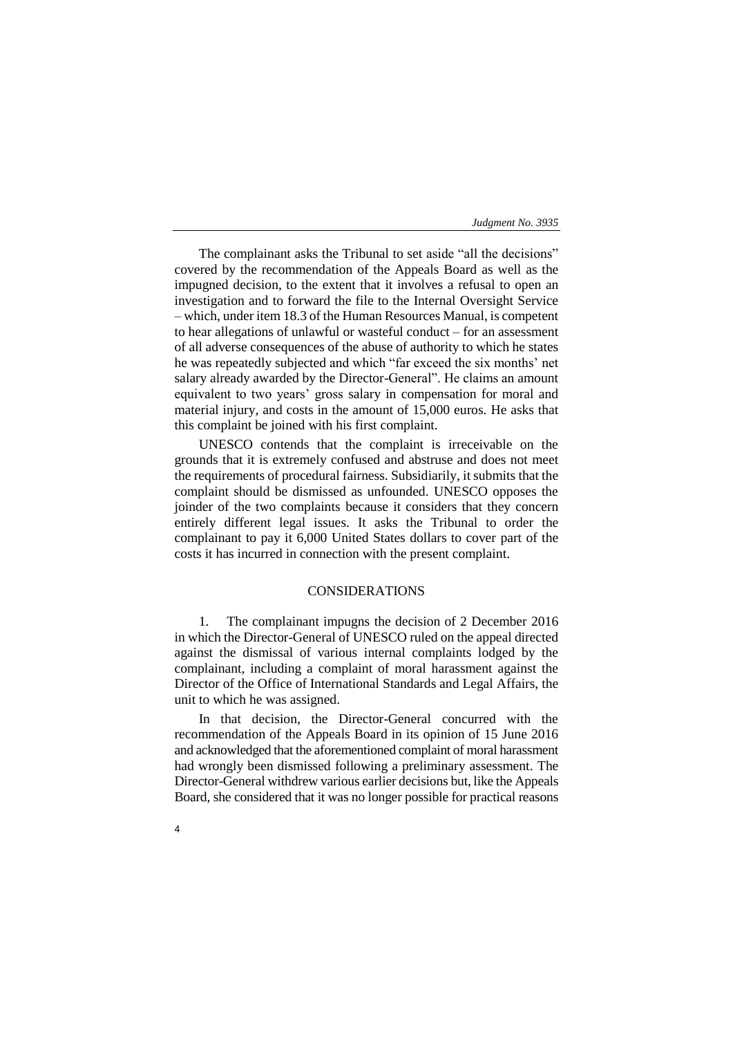The complainant asks the Tribunal to set aside "all the decisions" covered by the recommendation of the Appeals Board as well as the impugned decision, to the extent that it involves a refusal to open an investigation and to forward the file to the Internal Oversight Service – which, under item 18.3 of the Human Resources Manual, is competent to hear allegations of unlawful or wasteful conduct – for an assessment of all adverse consequences of the abuse of authority to which he states he was repeatedly subjected and which "far exceed the six months' net salary already awarded by the Director-General". He claims an amount equivalent to two years' gross salary in compensation for moral and material injury, and costs in the amount of 15,000 euros. He asks that this complaint be joined with his first complaint.

UNESCO contends that the complaint is irreceivable on the grounds that it is extremely confused and abstruse and does not meet the requirements of procedural fairness. Subsidiarily, it submits that the complaint should be dismissed as unfounded. UNESCO opposes the joinder of the two complaints because it considers that they concern entirely different legal issues. It asks the Tribunal to order the complainant to pay it 6,000 United States dollars to cover part of the costs it has incurred in connection with the present complaint.

## CONSIDERATIONS

1. The complainant impugns the decision of 2 December 2016 in which the Director-General of UNESCO ruled on the appeal directed against the dismissal of various internal complaints lodged by the complainant, including a complaint of moral harassment against the Director of the Office of International Standards and Legal Affairs, the unit to which he was assigned.

In that decision, the Director-General concurred with the recommendation of the Appeals Board in its opinion of 15 June 2016 and acknowledged that the aforementioned complaint of moral harassment had wrongly been dismissed following a preliminary assessment. The Director-General withdrew various earlier decisions but, like the Appeals Board, she considered that it was no longer possible for practical reasons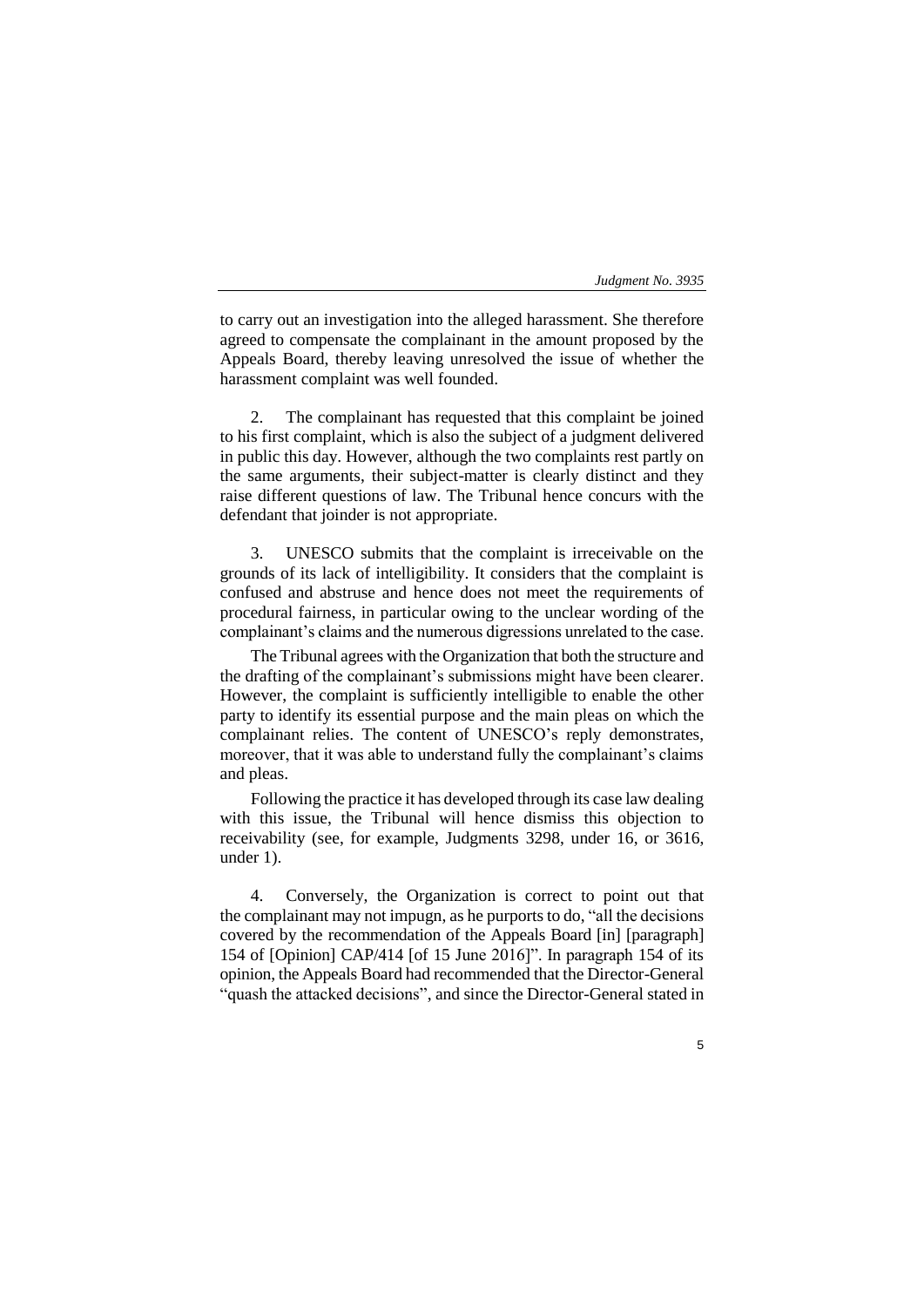to carry out an investigation into the alleged harassment. She therefore agreed to compensate the complainant in the amount proposed by the Appeals Board, thereby leaving unresolved the issue of whether the harassment complaint was well founded.

2. The complainant has requested that this complaint be joined to his first complaint, which is also the subject of a judgment delivered in public this day. However, although the two complaints rest partly on the same arguments, their subject-matter is clearly distinct and they raise different questions of law. The Tribunal hence concurs with the defendant that joinder is not appropriate.

3. UNESCO submits that the complaint is irreceivable on the grounds of its lack of intelligibility. It considers that the complaint is confused and abstruse and hence does not meet the requirements of procedural fairness, in particular owing to the unclear wording of the complainant's claims and the numerous digressions unrelated to the case.

The Tribunal agrees with the Organization that both the structure and the drafting of the complainant's submissions might have been clearer. However, the complaint is sufficiently intelligible to enable the other party to identify its essential purpose and the main pleas on which the complainant relies. The content of UNESCO's reply demonstrates, moreover, that it was able to understand fully the complainant's claims and pleas.

Following the practice it has developed through its case law dealing with this issue, the Tribunal will hence dismiss this objection to receivability (see, for example, Judgments 3298, under 16, or 3616, under 1).

4. Conversely, the Organization is correct to point out that the complainant may not impugn, as he purports to do, "all the decisions covered by the recommendation of the Appeals Board [in] [paragraph] 154 of [Opinion] CAP/414 [of 15 June 2016]". In paragraph 154 of its opinion, the Appeals Board had recommended that the Director-General "quash the attacked decisions", and since the Director-General stated in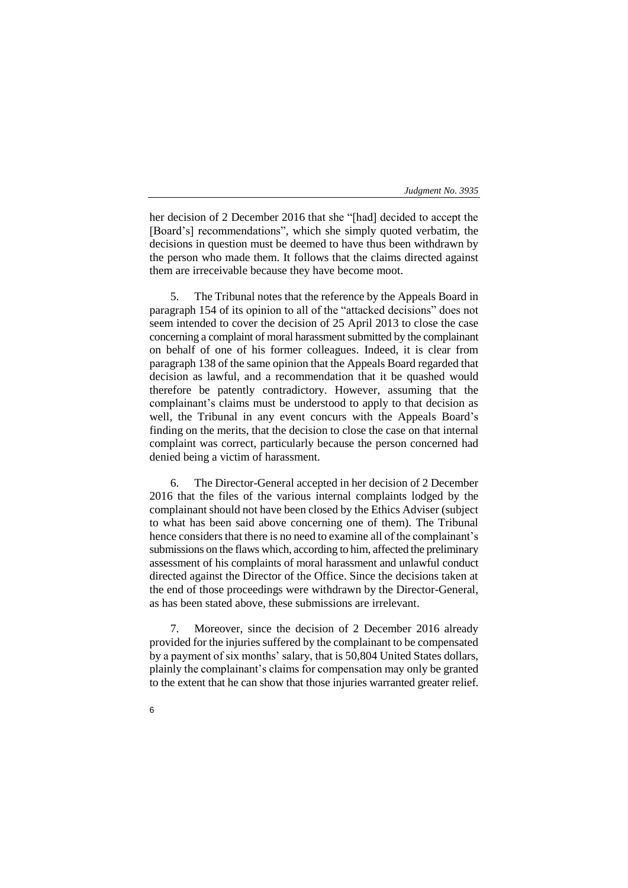her decision of 2 December 2016 that she "[had] decided to accept the [Board's] recommendations", which she simply quoted verbatim, the decisions in question must be deemed to have thus been withdrawn by the person who made them. It follows that the claims directed against them are irreceivable because they have become moot.

5. The Tribunal notes that the reference by the Appeals Board in paragraph 154 of its opinion to all of the "attacked decisions" does not seem intended to cover the decision of 25 April 2013 to close the case concerning a complaint of moral harassment submitted by the complainant on behalf of one of his former colleagues. Indeed, it is clear from paragraph 138 of the same opinion that the Appeals Board regarded that decision as lawful, and a recommendation that it be quashed would therefore be patently contradictory. However, assuming that the complainant's claims must be understood to apply to that decision as well, the Tribunal in any event concurs with the Appeals Board's finding on the merits, that the decision to close the case on that internal complaint was correct, particularly because the person concerned had denied being a victim of harassment.

6. The Director-General accepted in her decision of 2 December 2016 that the files of the various internal complaints lodged by the complainant should not have been closed by the Ethics Adviser (subject to what has been said above concerning one of them). The Tribunal hence considers that there is no need to examine all of the complainant's submissions on the flaws which, according to him, affected the preliminary assessment of his complaints of moral harassment and unlawful conduct directed against the Director of the Office. Since the decisions taken at the end of those proceedings were withdrawn by the Director-General, as has been stated above, these submissions are irrelevant.

7. Moreover, since the decision of 2 December 2016 already provided for the injuries suffered by the complainant to be compensated by a payment of six months' salary, that is 50,804 United States dollars, plainly the complainant's claims for compensation may only be granted to the extent that he can show that those injuries warranted greater relief.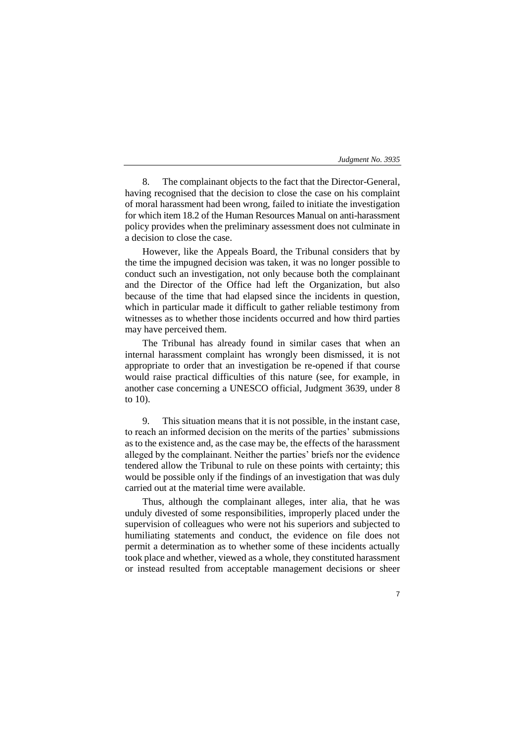8. The complainant objects to the fact that the Director-General, having recognised that the decision to close the case on his complaint of moral harassment had been wrong, failed to initiate the investigation for which item 18.2 of the Human Resources Manual on anti-harassment policy provides when the preliminary assessment does not culminate in a decision to close the case.

However, like the Appeals Board, the Tribunal considers that by the time the impugned decision was taken, it was no longer possible to conduct such an investigation, not only because both the complainant and the Director of the Office had left the Organization, but also because of the time that had elapsed since the incidents in question, which in particular made it difficult to gather reliable testimony from witnesses as to whether those incidents occurred and how third parties may have perceived them.

The Tribunal has already found in similar cases that when an internal harassment complaint has wrongly been dismissed, it is not appropriate to order that an investigation be re-opened if that course would raise practical difficulties of this nature (see, for example, in another case concerning a UNESCO official, Judgment 3639, under 8 to 10).

9. This situation means that it is not possible, in the instant case, to reach an informed decision on the merits of the parties' submissions as to the existence and, as the case may be, the effects of the harassment alleged by the complainant. Neither the parties' briefs nor the evidence tendered allow the Tribunal to rule on these points with certainty; this would be possible only if the findings of an investigation that was duly carried out at the material time were available.

Thus, although the complainant alleges, inter alia, that he was unduly divested of some responsibilities, improperly placed under the supervision of colleagues who were not his superiors and subjected to humiliating statements and conduct, the evidence on file does not permit a determination as to whether some of these incidents actually took place and whether, viewed as a whole, they constituted harassment or instead resulted from acceptable management decisions or sheer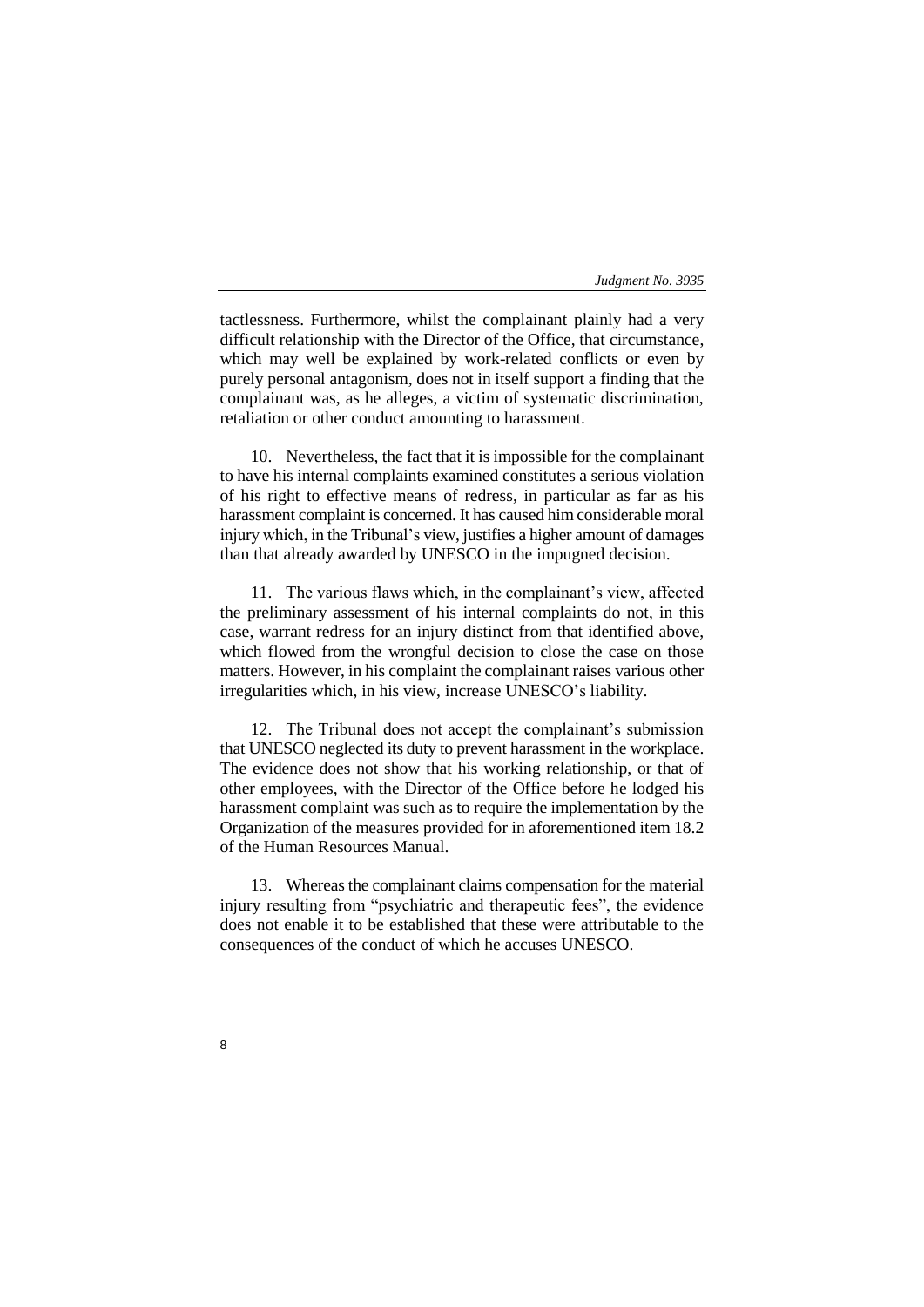tactlessness. Furthermore, whilst the complainant plainly had a very difficult relationship with the Director of the Office, that circumstance, which may well be explained by work-related conflicts or even by purely personal antagonism, does not in itself support a finding that the complainant was, as he alleges, a victim of systematic discrimination, retaliation or other conduct amounting to harassment.

10. Nevertheless, the fact that it is impossible for the complainant to have his internal complaints examined constitutes a serious violation of his right to effective means of redress, in particular as far as his harassment complaint is concerned. It has caused him considerable moral injury which, in the Tribunal's view, justifies a higher amount of damages than that already awarded by UNESCO in the impugned decision.

11. The various flaws which, in the complainant's view, affected the preliminary assessment of his internal complaints do not, in this case, warrant redress for an injury distinct from that identified above, which flowed from the wrongful decision to close the case on those matters. However, in his complaint the complainant raises various other irregularities which, in his view, increase UNESCO's liability.

12. The Tribunal does not accept the complainant's submission that UNESCO neglected its duty to prevent harassment in the workplace. The evidence does not show that his working relationship, or that of other employees, with the Director of the Office before he lodged his harassment complaint was such as to require the implementation by the Organization of the measures provided for in aforementioned item 18.2 of the Human Resources Manual.

13. Whereas the complainant claims compensation for the material injury resulting from "psychiatric and therapeutic fees", the evidence does not enable it to be established that these were attributable to the consequences of the conduct of which he accuses UNESCO.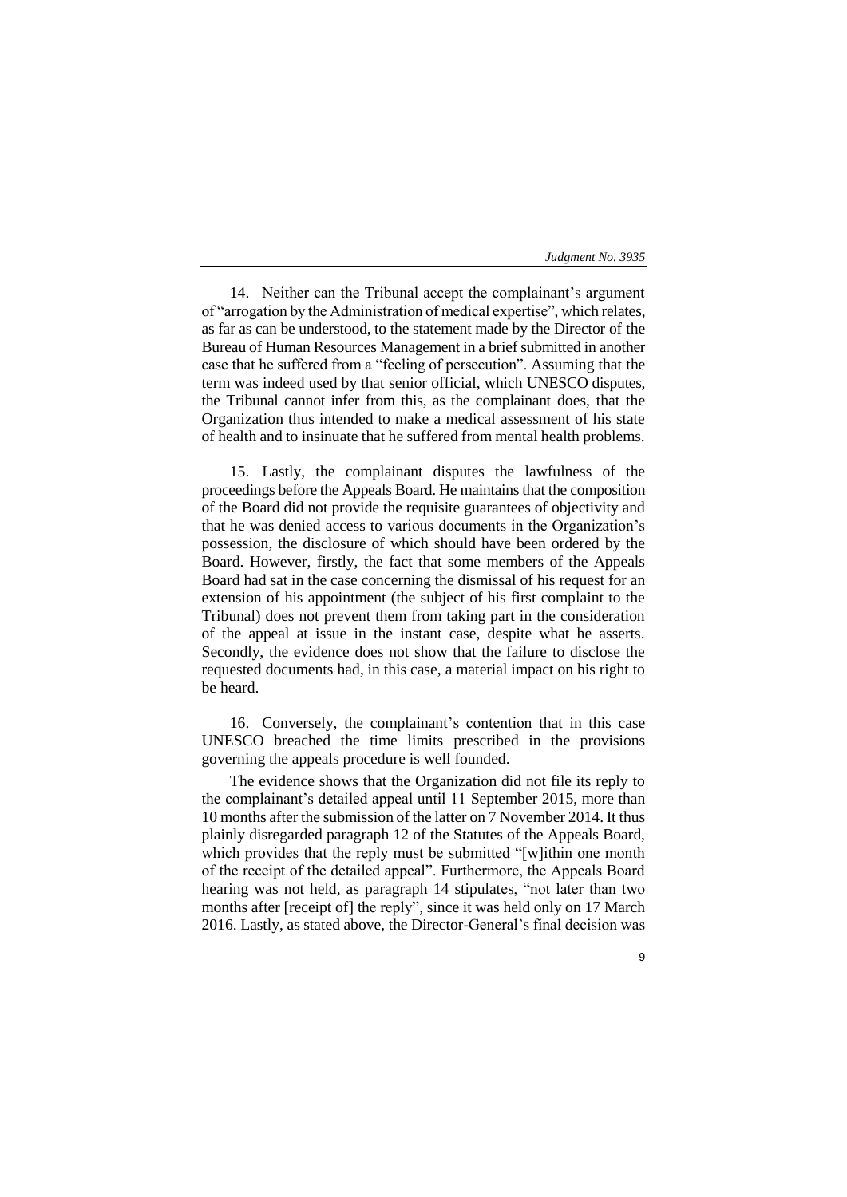14. Neither can the Tribunal accept the complainant's argument of "arrogation by the Administration of medical expertise", which relates, as far as can be understood, to the statement made by the Director of the Bureau of Human Resources Management in a brief submitted in another case that he suffered from a "feeling of persecution". Assuming that the term was indeed used by that senior official, which UNESCO disputes, the Tribunal cannot infer from this, as the complainant does, that the Organization thus intended to make a medical assessment of his state of health and to insinuate that he suffered from mental health problems.

15. Lastly, the complainant disputes the lawfulness of the proceedings before the Appeals Board. He maintains that the composition of the Board did not provide the requisite guarantees of objectivity and that he was denied access to various documents in the Organization's possession, the disclosure of which should have been ordered by the Board. However, firstly, the fact that some members of the Appeals Board had sat in the case concerning the dismissal of his request for an extension of his appointment (the subject of his first complaint to the Tribunal) does not prevent them from taking part in the consideration of the appeal at issue in the instant case, despite what he asserts. Secondly, the evidence does not show that the failure to disclose the requested documents had, in this case, a material impact on his right to be heard.

16. Conversely, the complainant's contention that in this case UNESCO breached the time limits prescribed in the provisions governing the appeals procedure is well founded.

The evidence shows that the Organization did not file its reply to the complainant's detailed appeal until 11 September 2015, more than 10 months after the submission of the latter on 7 November 2014. It thus plainly disregarded paragraph 12 of the Statutes of the Appeals Board, which provides that the reply must be submitted "[w]ithin one month of the receipt of the detailed appeal". Furthermore, the Appeals Board hearing was not held, as paragraph 14 stipulates, "not later than two months after [receipt of] the reply", since it was held only on 17 March 2016. Lastly, as stated above, the Director-General's final decision was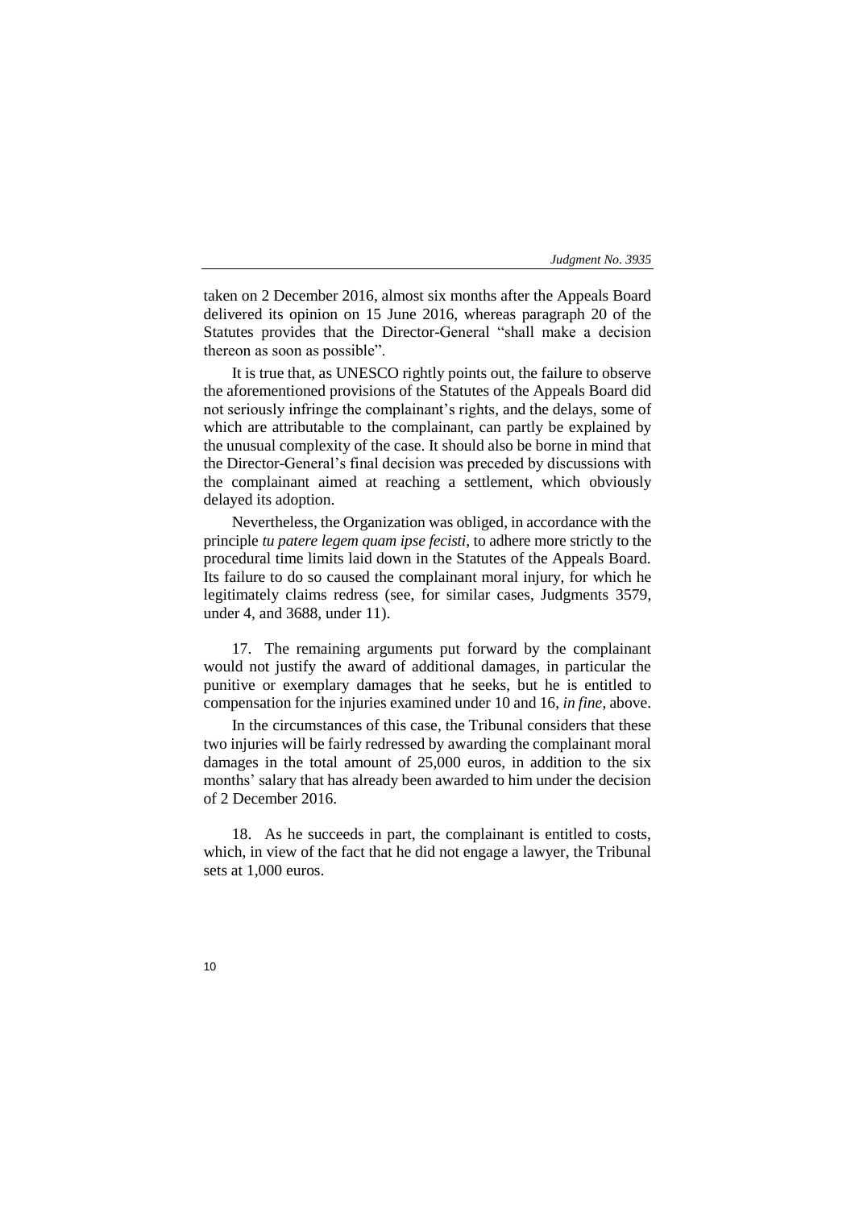taken on 2 December 2016, almost six months after the Appeals Board delivered its opinion on 15 June 2016, whereas paragraph 20 of the Statutes provides that the Director-General "shall make a decision thereon as soon as possible".

It is true that, as UNESCO rightly points out, the failure to observe the aforementioned provisions of the Statutes of the Appeals Board did not seriously infringe the complainant's rights, and the delays, some of which are attributable to the complainant, can partly be explained by the unusual complexity of the case. It should also be borne in mind that the Director-General's final decision was preceded by discussions with the complainant aimed at reaching a settlement, which obviously delayed its adoption.

Nevertheless, the Organization was obliged, in accordance with the principle *tu patere legem quam ipse fecisti*, to adhere more strictly to the procedural time limits laid down in the Statutes of the Appeals Board. Its failure to do so caused the complainant moral injury, for which he legitimately claims redress (see, for similar cases, Judgments 3579, under 4, and 3688, under 11).

17. The remaining arguments put forward by the complainant would not justify the award of additional damages, in particular the punitive or exemplary damages that he seeks, but he is entitled to compensation for the injuries examined under 10 and 16, *in fine*, above.

In the circumstances of this case, the Tribunal considers that these two injuries will be fairly redressed by awarding the complainant moral damages in the total amount of 25,000 euros, in addition to the six months' salary that has already been awarded to him under the decision of 2 December 2016.

18. As he succeeds in part, the complainant is entitled to costs, which, in view of the fact that he did not engage a lawyer, the Tribunal sets at 1,000 euros.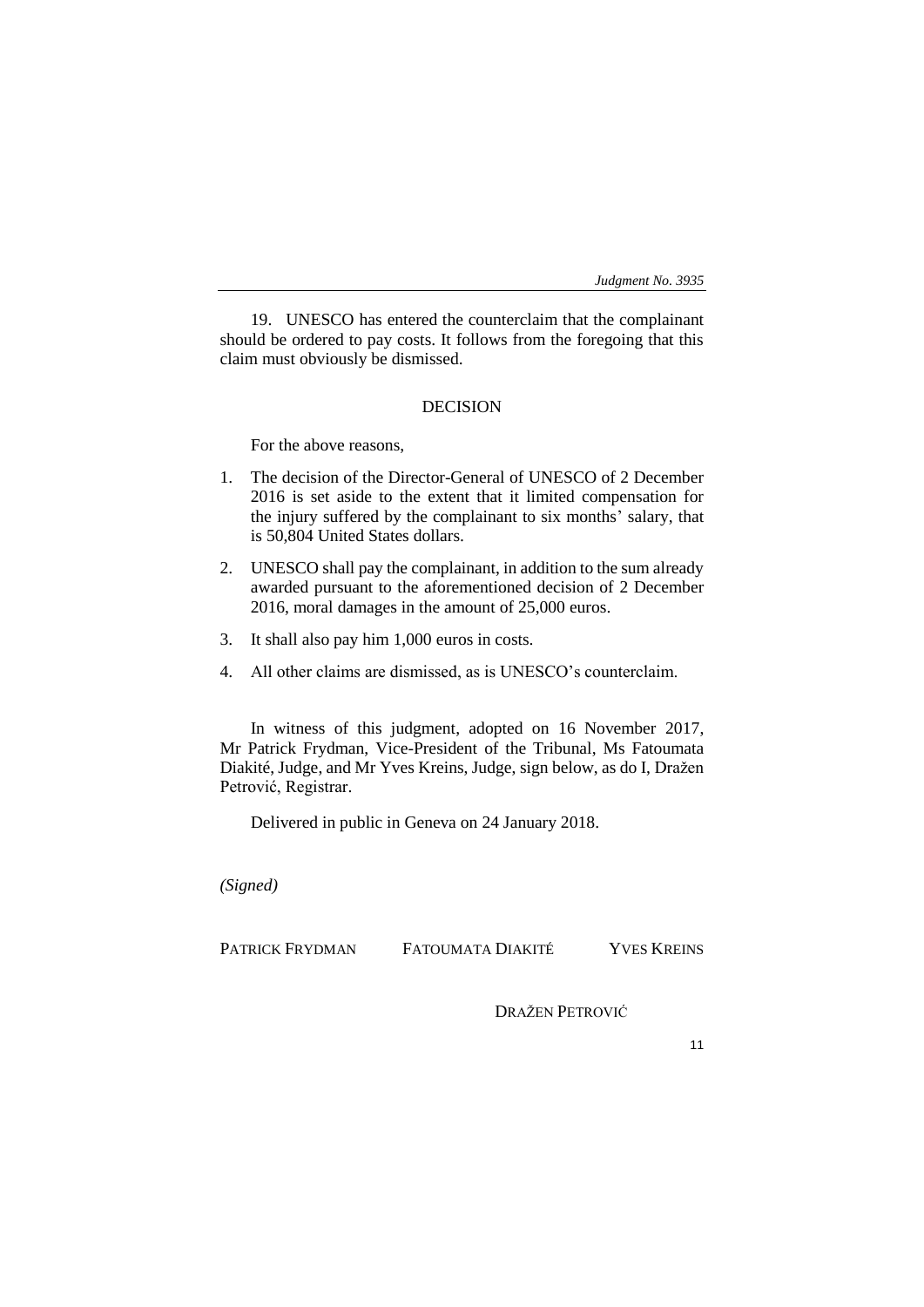19. UNESCO has entered the counterclaim that the complainant should be ordered to pay costs. It follows from the foregoing that this claim must obviously be dismissed.

## DECISION

For the above reasons,

1. The decision of the Director-General of UNESCO of 2 December 2016 is set aside to the extent that it limited compensation for the injury suffered by the complainant to six months' salary, that is 50,804 United States dollars.
2. UNESCO shall pay the complainant, in addition to the sum already awarded pursuant to the aforementioned decision of 2 December 2016, moral damages in the amount of 25,000 euros.
3. It shall also pay him 1,000 euros in costs.
4. All other claims are dismissed, as is UNESCO's counterclaim.

In witness of this judgment, adopted on 16 November 2017, Mr Patrick Frydman, Vice-President of the Tribunal, Ms Fatoumata Diakité, Judge, and Mr Yves Kreins, Judge, sign below, as do I, Dražen Petrović, Registrar.

Delivered in public in Geneva on 24 January 2018.

*(Signed)*

PATRICK FRYDMAN     FATOUMATA DIAKITÉ     YVES KREINS

DRAŽEN PETROVIĆ